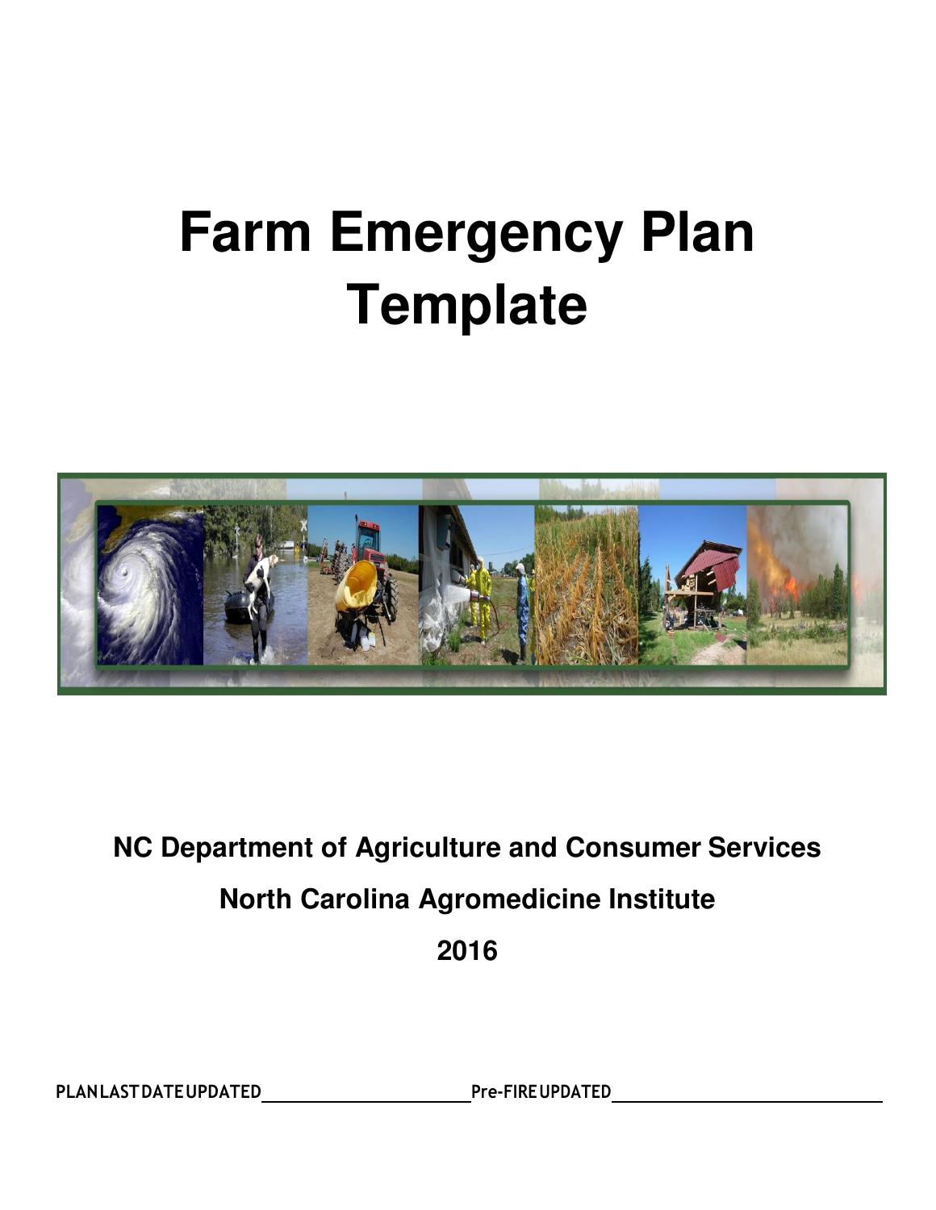# Farm Emergency Plan Template

**NC Department of Agriculture and Consumer Services**

**North Carolina Agromedicine Institute**

**2016**

**PLAN LAST DATE UPDATED** ______________________ **Pre-FIRE UPDATED** ______________________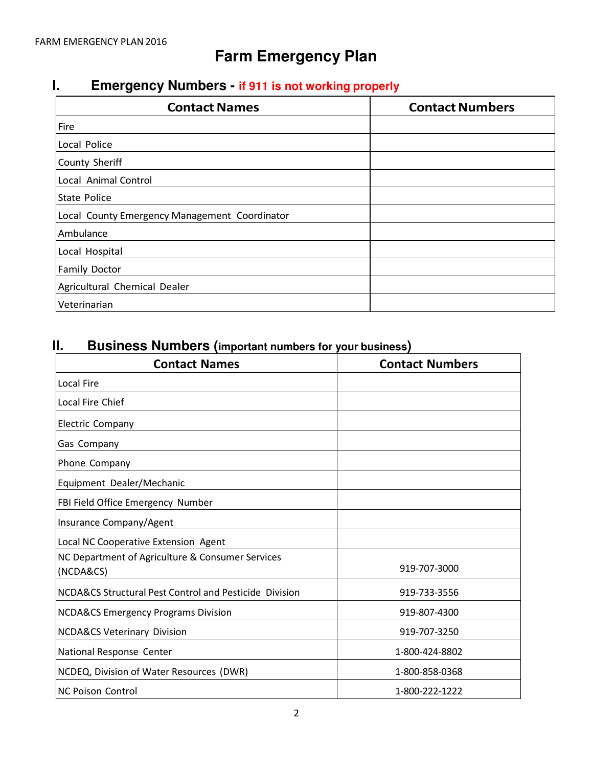# Farm Emergency Plan

## I. Emergency Numbers - if 911 is not working properly

| Contact Names | Contact Numbers |
|---|---|
| Fire | |
| Local Police | |
| County Sheriff | |
| Local Animal Control | |
| State Police | |
| Local County Emergency Management Coordinator | |
| Ambulance | |
| Local Hospital | |
| Family Doctor | |
| Agricultural Chemical Dealer | |
| Veterinarian | |

## II. Business Numbers (important numbers for your business)

| Contact Names | Contact Numbers |
|---|---|
| Local Fire | |
| Local Fire Chief | |
| Electric Company | |
| Gas Company | |
| Phone Company | |
| Equipment Dealer/Mechanic | |
| FBI Field Office Emergency Number | |
| Insurance Company/Agent | |
| Local NC Cooperative Extension Agent | |
| NC Department of Agriculture & Consumer Services (NCDA&CS) | 919-707-3000 |
| NCDA&CS Structural Pest Control and Pesticide Division | 919-733-3556 |
| NCDA&CS Emergency Programs Division | 919-807-4300 |
| NCDA&CS Veterinary Division | 919-707-3250 |
| National Response Center | 1-800-424-8802 |
| NCDEQ, Division of Water Resources (DWR) | 1-800-858-0368 |
| NC Poison Control | 1-800-222-1222 |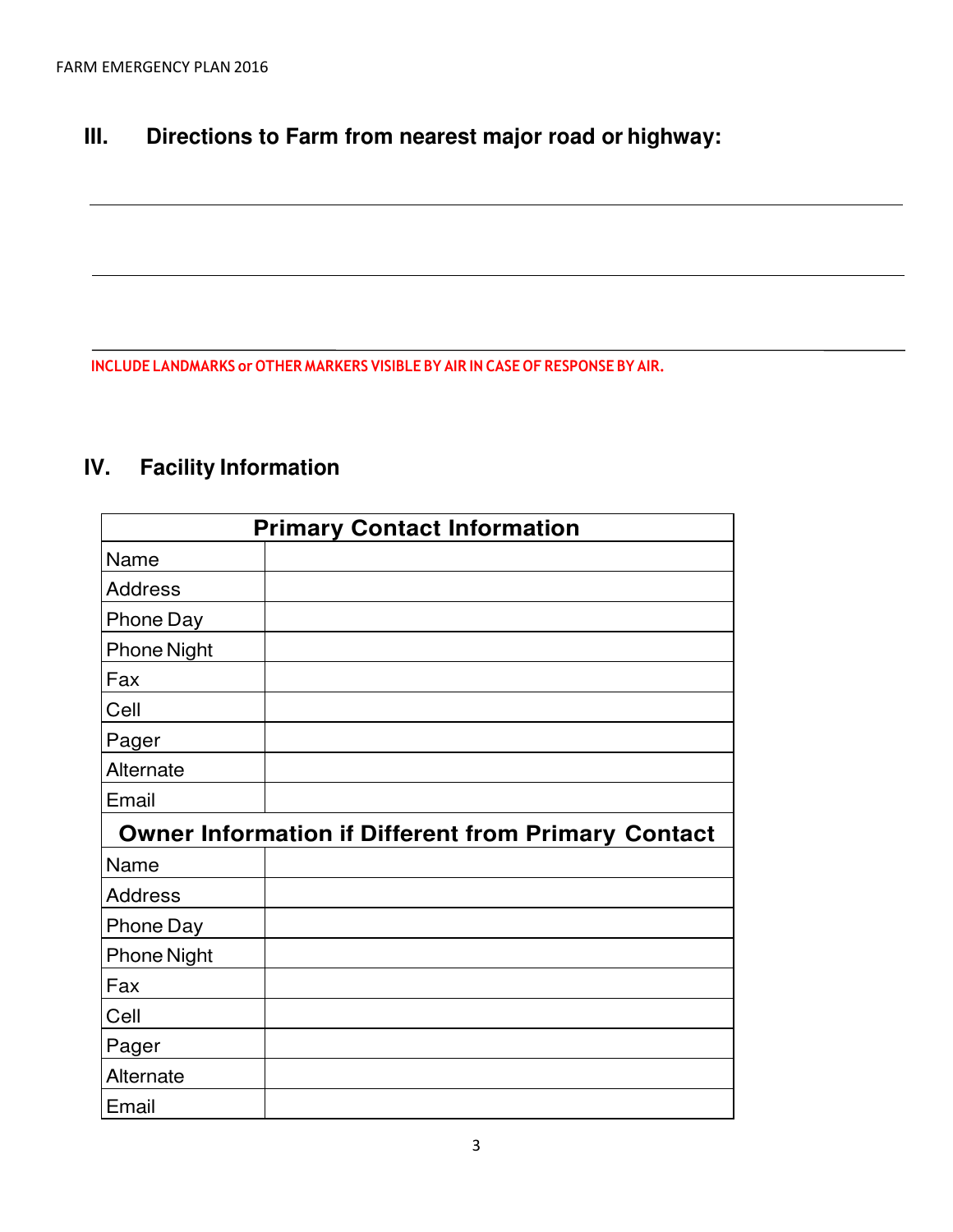## III. Directions to Farm from nearest major road or highway:

\_\_\_\_\_\_\_\_\_\_\_\_\_\_\_\_\_\_\_\_\_\_\_\_\_\_\_\_\_\_\_\_\_\_\_\_\_\_\_\_\_\_\_\_\_\_\_\_\_\_\_\_\_\_\_\_\_\_\_\_\_\_\_\_\_\_\_\_\_\_\_\_

\_\_\_\_\_\_\_\_\_\_\_\_\_\_\_\_\_\_\_\_\_\_\_\_\_\_\_\_\_\_\_\_\_\_\_\_\_\_\_\_\_\_\_\_\_\_\_\_\_\_\_\_\_\_\_\_\_\_\_\_\_\_\_\_\_\_\_\_\_\_\_\_

\_\_\_\_\_\_\_\_\_\_\_\_\_\_\_\_\_\_\_\_\_\_\_\_\_\_\_\_\_\_\_\_\_\_\_\_\_\_\_\_\_\_\_\_\_\_\_\_\_\_\_\_\_\_\_\_\_\_\_\_\_\_\_\_\_\_\_\_\_\_\_\_

**INCLUDE LANDMARKS or OTHER MARKERS VISIBLE BY AIR IN CASE OF RESPONSE BY AIR.**

## IV. Facility Information

| Primary Contact Information | |
|---|---|
| Name | |
| Address | |
| Phone Day | |
| Phone Night | |
| Fax | |
| Cell | |
| Pager | |
| Alternate | |
| Email | |
| **Owner Information if Different from Primary Contact** | |
| Name | |
| Address | |
| Phone Day | |
| Phone Night | |
| Fax | |
| Cell | |
| Pager | |
| Alternate | |
| Email | |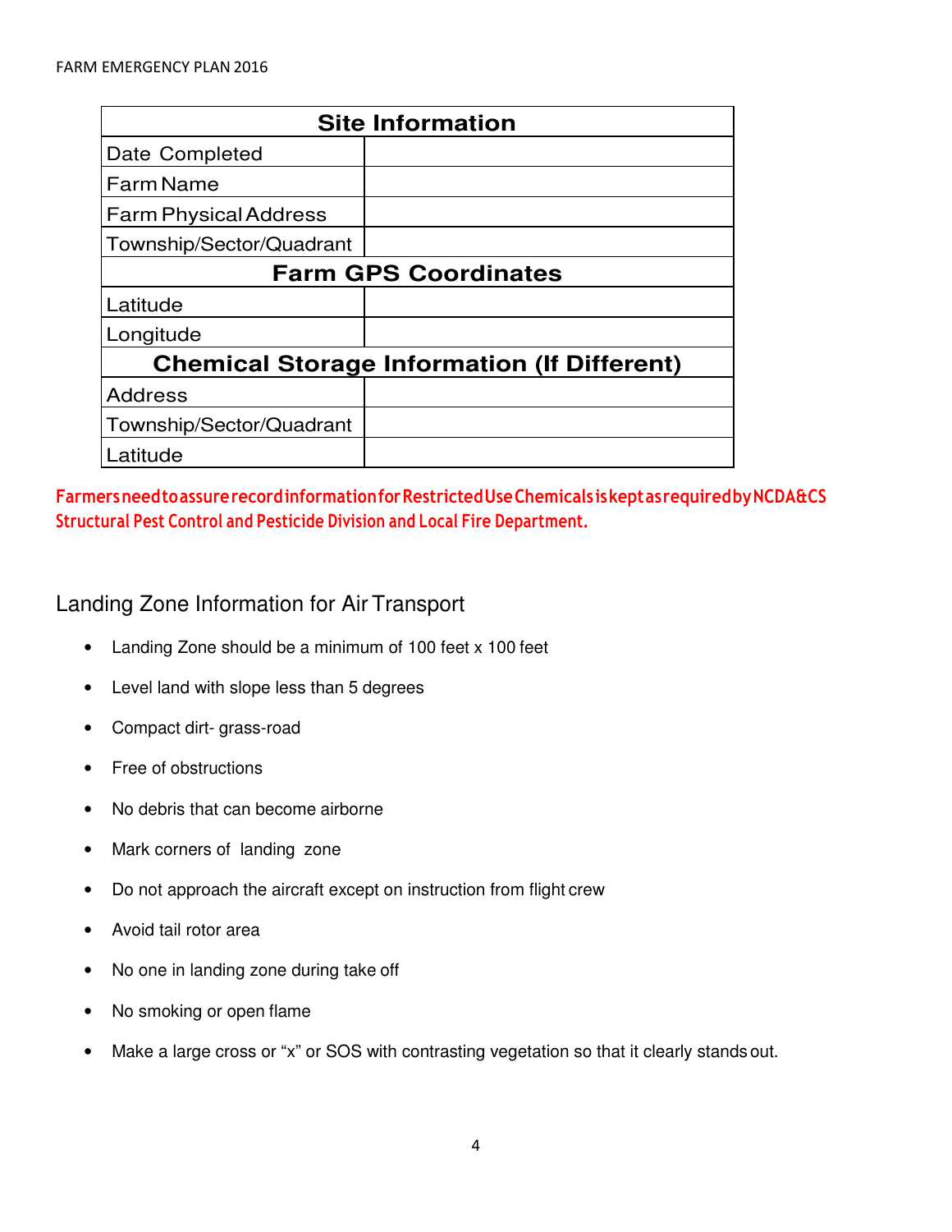| Site Information | |
|---|---|
| Date Completed | |
| Farm Name | |
| Farm Physical Address | |
| Township/Sector/Quadrant | |
| **Farm GPS Coordinates** | |
| Latitude | |
| Longitude | |
| **Chemical Storage Information (If Different)** | |
| Address | |
| Township/Sector/Quadrant | |
| Latitude | |

**Farmers need to assure record information for Restricted Use Chemicals is kept as required by NCDA&CS Structural Pest Control and Pesticide Division and Local Fire Department.**

## Landing Zone Information for Air Transport

- Landing Zone should be a minimum of 100 feet x 100 feet
- Level land with slope less than 5 degrees
- Compact dirt- grass-road
- Free of obstructions
- No debris that can become airborne
- Mark corners of landing zone
- Do not approach the aircraft except on instruction from flight crew
- Avoid tail rotor area
- No one in landing zone during take off
- No smoking or open flame
- Make a large cross or "x" or SOS with contrasting vegetation so that it clearly stands out.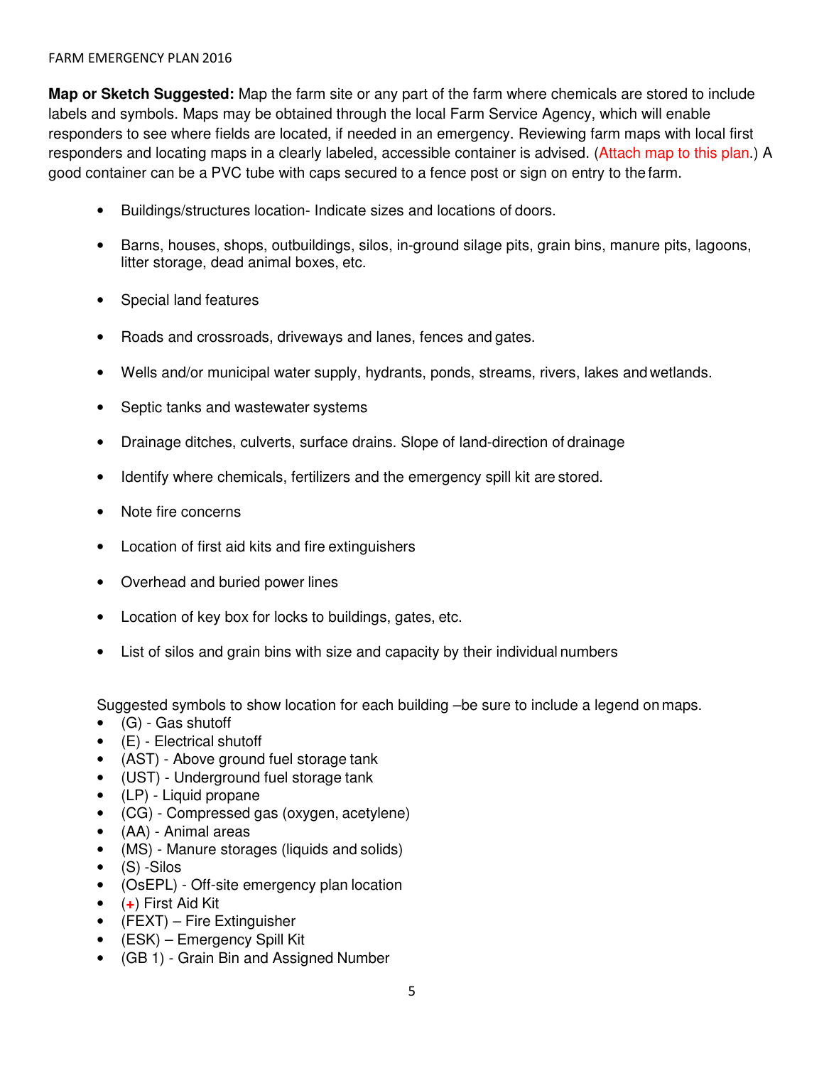**Map or Sketch Suggested:** Map the farm site or any part of the farm where chemicals are stored to include labels and symbols. Maps may be obtained through the local Farm Service Agency, which will enable responders to see where fields are located, if needed in an emergency. Reviewing farm maps with local first responders and locating maps in a clearly labeled, accessible container is advised. (Attach map to this plan.) A good container can be a PVC tube with caps secured to a fence post or sign on entry to the farm.

- Buildings/structures location- Indicate sizes and locations of doors.
- Barns, houses, shops, outbuildings, silos, in-ground silage pits, grain bins, manure pits, lagoons, litter storage, dead animal boxes, etc.
- Special land features
- Roads and crossroads, driveways and lanes, fences and gates.
- Wells and/or municipal water supply, hydrants, ponds, streams, rivers, lakes and wetlands.
- Septic tanks and wastewater systems
- Drainage ditches, culverts, surface drains. Slope of land-direction of drainage
- Identify where chemicals, fertilizers and the emergency spill kit are stored.
- Note fire concerns
- Location of first aid kits and fire extinguishers
- Overhead and buried power lines
- Location of key box for locks to buildings, gates, etc.
- List of silos and grain bins with size and capacity by their individual numbers

Suggested symbols to show location for each building –be sure to include a legend on maps.

- (G) - Gas shutoff
- (E) - Electrical shutoff
- (AST) - Above ground fuel storage tank
- (UST) - Underground fuel storage tank
- (LP) - Liquid propane
- (CG) - Compressed gas (oxygen, acetylene)
- (AA) - Animal areas
- (MS) - Manure storages (liquids and solids)
- (S) -Silos
- (OsEPL) - Off-site emergency plan location
- (+) First Aid Kit
- (FEXT) – Fire Extinguisher
- (ESK) – Emergency Spill Kit
- (GB 1) - Grain Bin and Assigned Number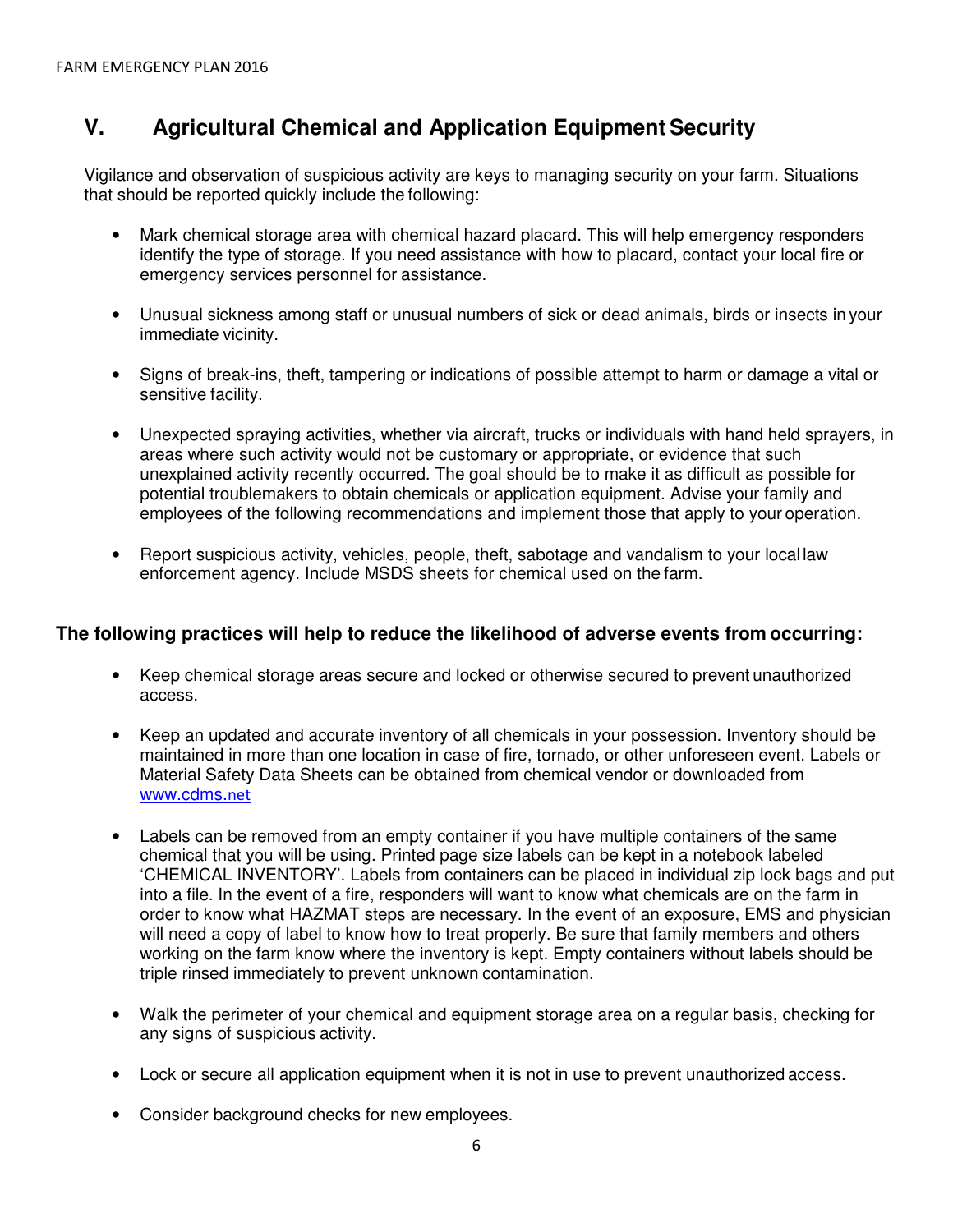## V. Agricultural Chemical and Application Equipment Security

Vigilance and observation of suspicious activity are keys to managing security on your farm. Situations that should be reported quickly include the following:

- Mark chemical storage area with chemical hazard placard. This will help emergency responders identify the type of storage. If you need assistance with how to placard, contact your local fire or emergency services personnel for assistance.
- Unusual sickness among staff or unusual numbers of sick or dead animals, birds or insects in your immediate vicinity.
- Signs of break-ins, theft, tampering or indications of possible attempt to harm or damage a vital or sensitive facility.
- Unexpected spraying activities, whether via aircraft, trucks or individuals with hand held sprayers, in areas where such activity would not be customary or appropriate, or evidence that such unexplained activity recently occurred. The goal should be to make it as difficult as possible for potential troublemakers to obtain chemicals or application equipment. Advise your family and employees of the following recommendations and implement those that apply to your operation.
- Report suspicious activity, vehicles, people, theft, sabotage and vandalism to your local law enforcement agency. Include MSDS sheets for chemical used on the farm.

### The following practices will help to reduce the likelihood of adverse events from occurring:

- Keep chemical storage areas secure and locked or otherwise secured to prevent unauthorized access.
- Keep an updated and accurate inventory of all chemicals in your possession. Inventory should be maintained in more than one location in case of fire, tornado, or other unforeseen event. Labels or Material Safety Data Sheets can be obtained from chemical vendor or downloaded from www.cdms.net
- Labels can be removed from an empty container if you have multiple containers of the same chemical that you will be using. Printed page size labels can be kept in a notebook labeled 'CHEMICAL INVENTORY'. Labels from containers can be placed in individual zip lock bags and put into a file. In the event of a fire, responders will want to know what chemicals are on the farm in order to know what HAZMAT steps are necessary. In the event of an exposure, EMS and physician will need a copy of label to know how to treat properly. Be sure that family members and others working on the farm know where the inventory is kept. Empty containers without labels should be triple rinsed immediately to prevent unknown contamination.
- Walk the perimeter of your chemical and equipment storage area on a regular basis, checking for any signs of suspicious activity.
- Lock or secure all application equipment when it is not in use to prevent unauthorized access.
- Consider background checks for new employees.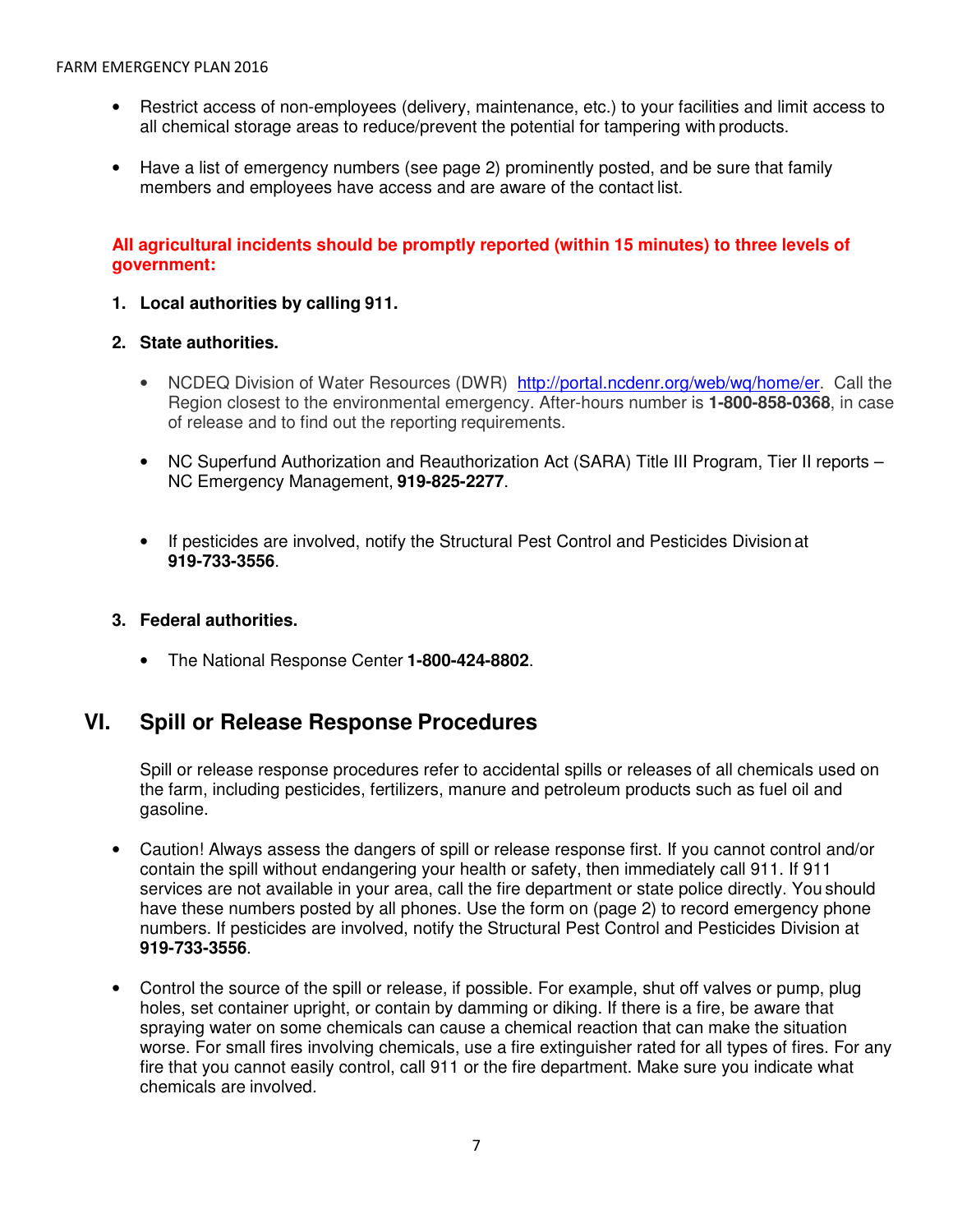- Restrict access of non-employees (delivery, maintenance, etc.) to your facilities and limit access to all chemical storage areas to reduce/prevent the potential for tampering with products.

- Have a list of emergency numbers (see page 2) prominently posted, and be sure that family members and employees have access and are aware of the contact list.

**All agricultural incidents should be promptly reported (within 15 minutes) to three levels of government:**

1. **Local authorities by calling 911.**

2. **State authorities.**

   - NCDEQ Division of Water Resources (DWR) [http://portal.ncdenr.org/web/wq/home/er](http://portal.ncdenr.org/web/wq/home/er). Call the Region closest to the environmental emergency. After-hours number is **1-800-858-0368**, in case of release and to find out the reporting requirements.

   - NC Superfund Authorization and Reauthorization Act (SARA) Title III Program, Tier II reports – NC Emergency Management, **919-825-2277**.

   - If pesticides are involved, notify the Structural Pest Control and Pesticides Division at **919-733-3556**.

3. **Federal authorities.**

   - The National Response Center **1-800-424-8802**.

## VI. Spill or Release Response Procedures

Spill or release response procedures refer to accidental spills or releases of all chemicals used on the farm, including pesticides, fertilizers, manure and petroleum products such as fuel oil and gasoline.

- Caution! Always assess the dangers of spill or release response first. If you cannot control and/or contain the spill without endangering your health or safety, then immediately call 911. If 911 services are not available in your area, call the fire department or state police directly. You should have these numbers posted by all phones. Use the form on (page 2) to record emergency phone numbers. If pesticides are involved, notify the Structural Pest Control and Pesticides Division at **919-733-3556**.

- Control the source of the spill or release, if possible. For example, shut off valves or pump, plug holes, set container upright, or contain by damming or diking. If there is a fire, be aware that spraying water on some chemicals can cause a chemical reaction that can make the situation worse. For small fires involving chemicals, use a fire extinguisher rated for all types of fires. For any fire that you cannot easily control, call 911 or the fire department. Make sure you indicate what chemicals are involved.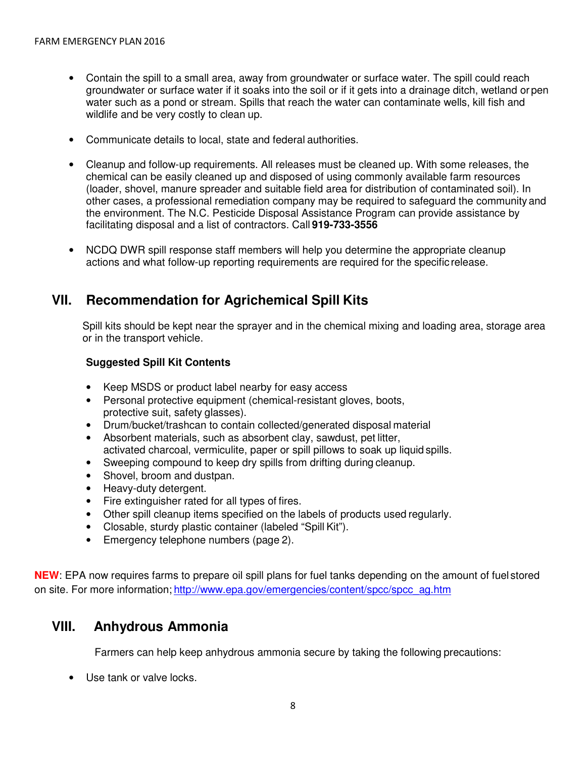- Contain the spill to a small area, away from groundwater or surface water. The spill could reach groundwater or surface water if it soaks into the soil or if it gets into a drainage ditch, wetland or pen water such as a pond or stream. Spills that reach the water can contaminate wells, kill fish and wildlife and be very costly to clean up.

- Communicate details to local, state and federal authorities.

- Cleanup and follow-up requirements. All releases must be cleaned up. With some releases, the chemical can be easily cleaned up and disposed of using commonly available farm resources (loader, shovel, manure spreader and suitable field area for distribution of contaminated soil). In other cases, a professional remediation company may be required to safeguard the community and the environment. The N.C. Pesticide Disposal Assistance Program can provide assistance by facilitating disposal and a list of contractors. Call **919-733-3556**

- NCDQ DWR spill response staff members will help you determine the appropriate cleanup actions and what follow-up reporting requirements are required for the specific release.

## VII. Recommendation for Agrichemical Spill Kits

Spill kits should be kept near the sprayer and in the chemical mixing and loading area, storage area or in the transport vehicle.

**Suggested Spill Kit Contents**

- Keep MSDS or product label nearby for easy access
- Personal protective equipment (chemical-resistant gloves, boots, protective suit, safety glasses).
- Drum/bucket/trashcan to contain collected/generated disposal material
- Absorbent materials, such as absorbent clay, sawdust, pet litter, activated charcoal, vermiculite, paper or spill pillows to soak up liquid spills.
- Sweeping compound to keep dry spills from drifting during cleanup.
- Shovel, broom and dustpan.
- Heavy-duty detergent.
- Fire extinguisher rated for all types of fires.
- Other spill cleanup items specified on the labels of products used regularly.
- Closable, sturdy plastic container (labeled "Spill Kit").
- Emergency telephone numbers (page 2).

**NEW**: EPA now requires farms to prepare oil spill plans for fuel tanks depending on the amount of fuel stored on site. For more information; http://www.epa.gov/emergencies/content/spcc/spcc_ag.htm

## VIII. Anhydrous Ammonia

Farmers can help keep anhydrous ammonia secure by taking the following precautions:

- Use tank or valve locks.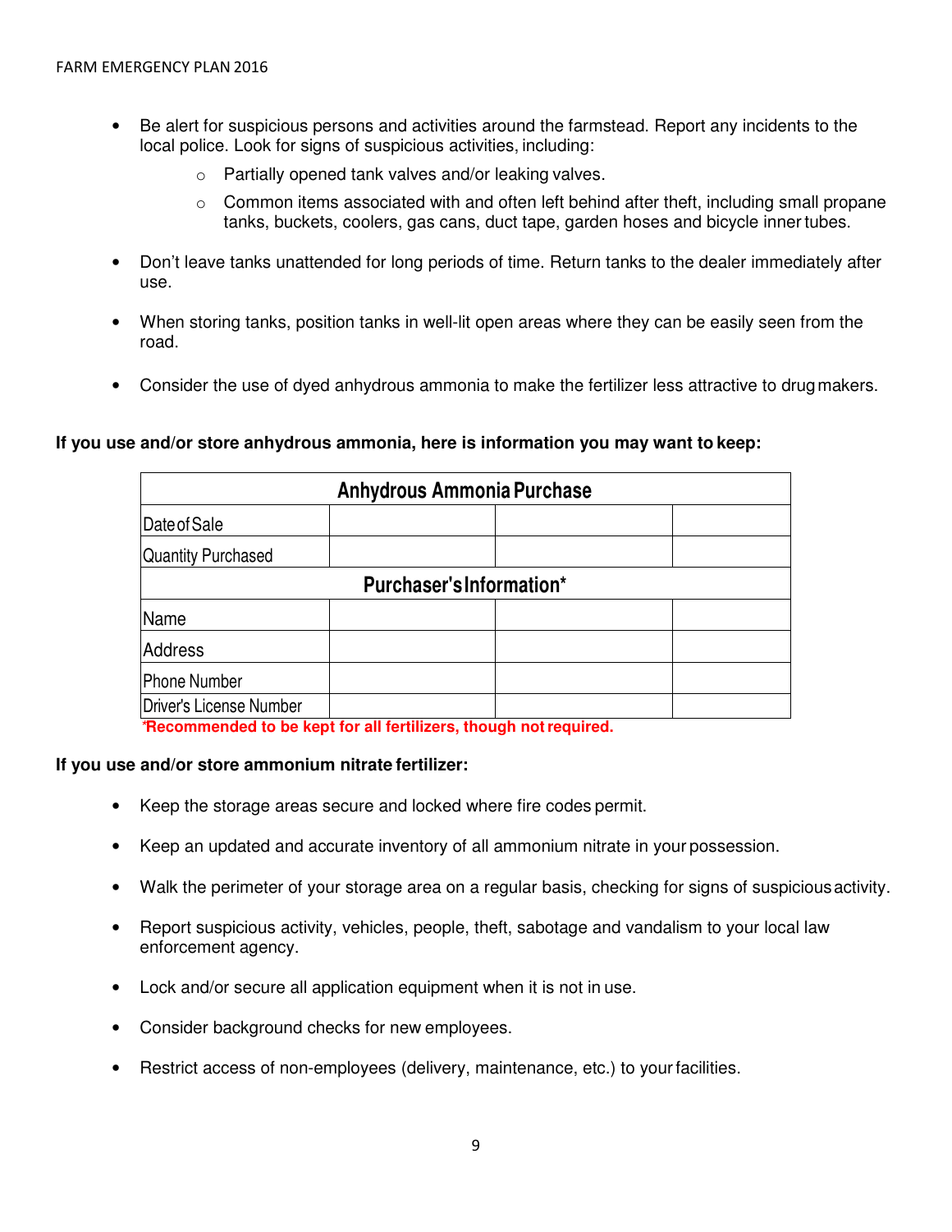- Be alert for suspicious persons and activities around the farmstead. Report any incidents to the local police. Look for signs of suspicious activities, including:
  - Partially opened tank valves and/or leaking valves.
  - Common items associated with and often left behind after theft, including small propane tanks, buckets, coolers, gas cans, duct tape, garden hoses and bicycle inner tubes.
- Don't leave tanks unattended for long periods of time. Return tanks to the dealer immediately after use.
- When storing tanks, position tanks in well-lit open areas where they can be easily seen from the road.
- Consider the use of dyed anhydrous ammonia to make the fertilizer less attractive to drug makers.

**If you use and/or store anhydrous ammonia, here is information you may want to keep:**

| Anhydrous Ammonia Purchase | | | |
|---|---|---|---|
| Date of Sale | | | |
| Quantity Purchased | | | |
| **Purchaser's Information*** | | | |
| Name | | | |
| Address | | | |
| Phone Number | | | |
| Driver's License Number | | | |

***Recommended to be kept for all fertilizers, though not required.**

**If you use and/or store ammonium nitrate fertilizer:**

- Keep the storage areas secure and locked where fire codes permit.
- Keep an updated and accurate inventory of all ammonium nitrate in your possession.
- Walk the perimeter of your storage area on a regular basis, checking for signs of suspicious activity.
- Report suspicious activity, vehicles, people, theft, sabotage and vandalism to your local law enforcement agency.
- Lock and/or secure all application equipment when it is not in use.
- Consider background checks for new employees.
- Restrict access of non-employees (delivery, maintenance, etc.) to your facilities.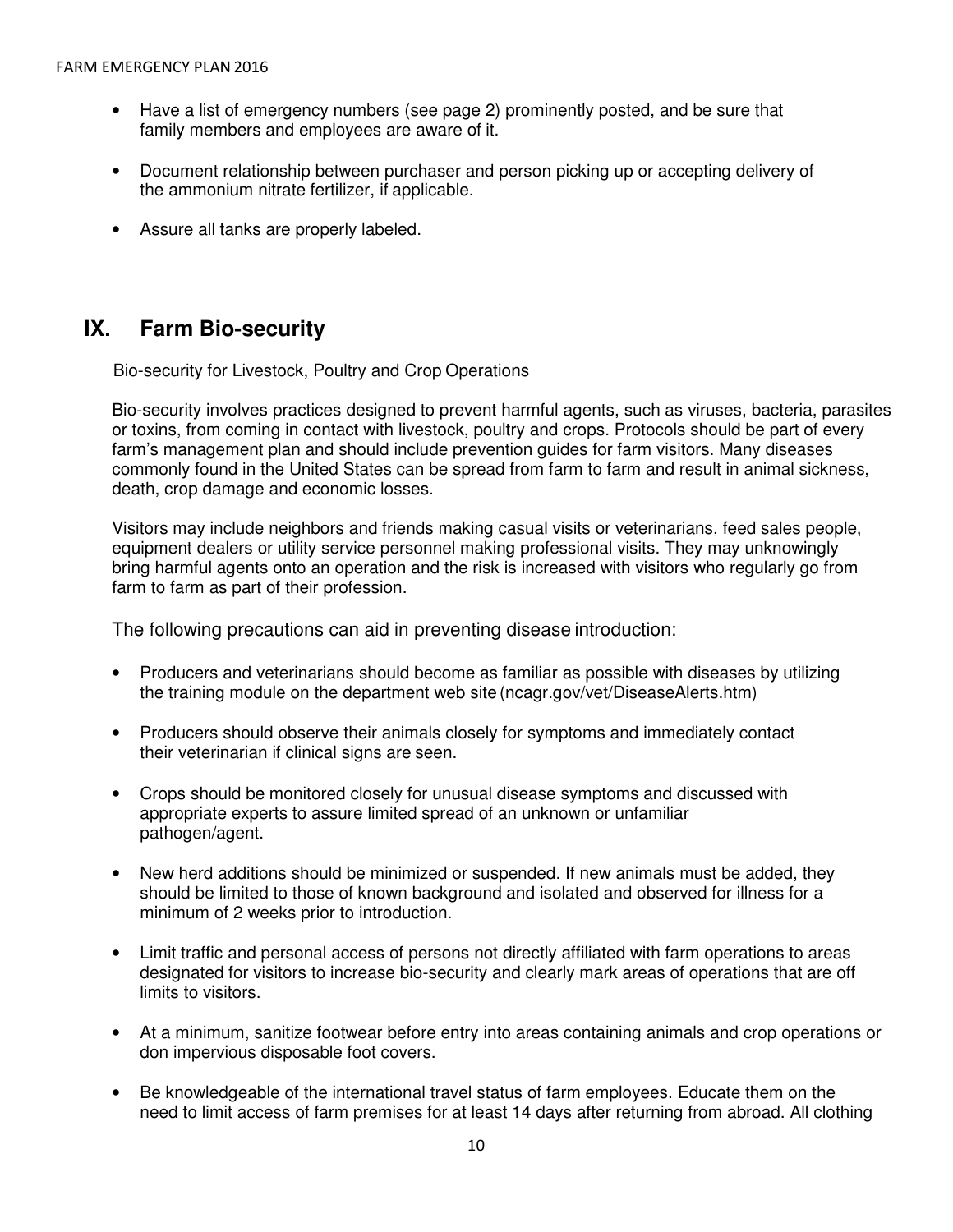- Have a list of emergency numbers (see page 2) prominently posted, and be sure that family members and employees are aware of it.

- Document relationship between purchaser and person picking up or accepting delivery of the ammonium nitrate fertilizer, if applicable.

- Assure all tanks are properly labeled.

## IX. Farm Bio-security

Bio-security for Livestock, Poultry and Crop Operations

Bio-security involves practices designed to prevent harmful agents, such as viruses, bacteria, parasites or toxins, from coming in contact with livestock, poultry and crops. Protocols should be part of every farm's management plan and should include prevention guides for farm visitors. Many diseases commonly found in the United States can be spread from farm to farm and result in animal sickness, death, crop damage and economic losses.

Visitors may include neighbors and friends making casual visits or veterinarians, feed sales people, equipment dealers or utility service personnel making professional visits. They may unknowingly bring harmful agents onto an operation and the risk is increased with visitors who regularly go from farm to farm as part of their profession.

The following precautions can aid in preventing disease introduction:

- Producers and veterinarians should become as familiar as possible with diseases by utilizing the training module on the department web site (ncagr.gov/vet/DiseaseAlerts.htm)

- Producers should observe their animals closely for symptoms and immediately contact their veterinarian if clinical signs are seen.

- Crops should be monitored closely for unusual disease symptoms and discussed with appropriate experts to assure limited spread of an unknown or unfamiliar pathogen/agent.

- New herd additions should be minimized or suspended. If new animals must be added, they should be limited to those of known background and isolated and observed for illness for a minimum of 2 weeks prior to introduction.

- Limit traffic and personal access of persons not directly affiliated with farm operations to areas designated for visitors to increase bio-security and clearly mark areas of operations that are off limits to visitors.

- At a minimum, sanitize footwear before entry into areas containing animals and crop operations or don impervious disposable foot covers.

- Be knowledgeable of the international travel status of farm employees. Educate them on the need to limit access of farm premises for at least 14 days after returning from abroad. All clothing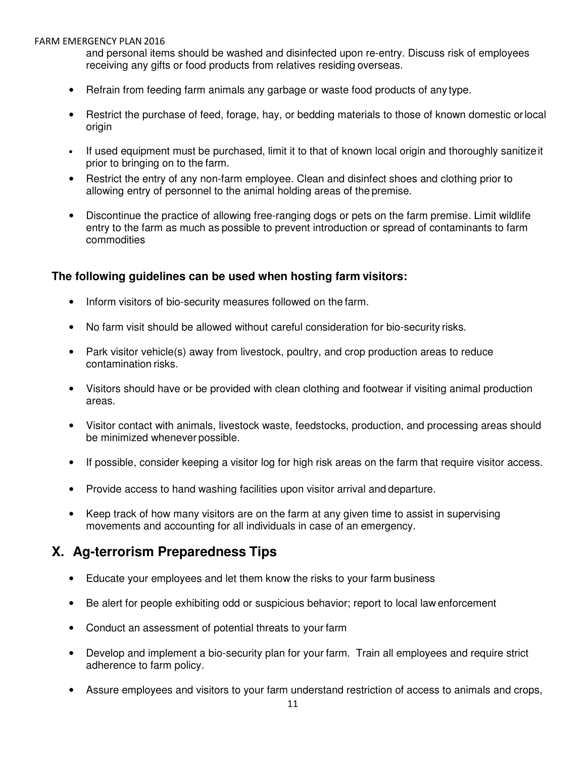and personal items should be washed and disinfected upon re-entry. Discuss risk of employees receiving any gifts or food products from relatives residing overseas.

- Refrain from feeding farm animals any garbage or waste food products of any type.
- Restrict the purchase of feed, forage, hay, or bedding materials to those of known domestic or local origin
- If used equipment must be purchased, limit it to that of known local origin and thoroughly sanitize it prior to bringing on to the farm.
- Restrict the entry of any non-farm employee. Clean and disinfect shoes and clothing prior to allowing entry of personnel to the animal holding areas of the premise.
- Discontinue the practice of allowing free-ranging dogs or pets on the farm premise. Limit wildlife entry to the farm as much as possible to prevent introduction or spread of contaminants to farm commodities

**The following guidelines can be used when hosting farm visitors:**

- Inform visitors of bio-security measures followed on the farm.
- No farm visit should be allowed without careful consideration for bio-security risks.
- Park visitor vehicle(s) away from livestock, poultry, and crop production areas to reduce contamination risks.
- Visitors should have or be provided with clean clothing and footwear if visiting animal production areas.
- Visitor contact with animals, livestock waste, feedstocks, production, and processing areas should be minimized whenever possible.
- If possible, consider keeping a visitor log for high risk areas on the farm that require visitor access.
- Provide access to hand washing facilities upon visitor arrival and departure.
- Keep track of how many visitors are on the farm at any given time to assist in supervising movements and accounting for all individuals in case of an emergency.

## X. Ag-terrorism Preparedness Tips

- Educate your employees and let them know the risks to your farm business
- Be alert for people exhibiting odd or suspicious behavior; report to local law enforcement
- Conduct an assessment of potential threats to your farm
- Develop and implement a bio-security plan for your farm. Train all employees and require strict adherence to farm policy.
- Assure employees and visitors to your farm understand restriction of access to animals and crops,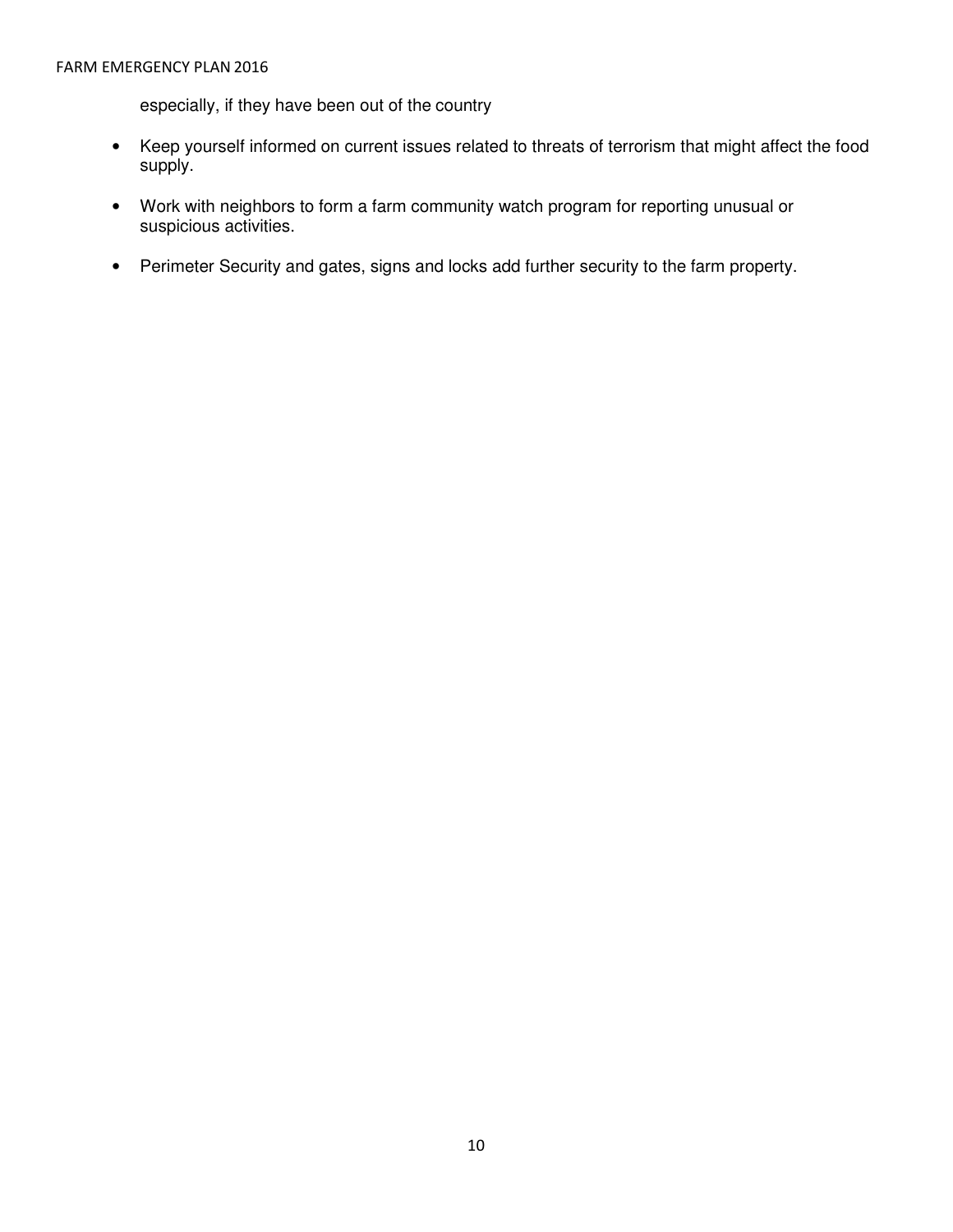especially, if they have been out of the country

- Keep yourself informed on current issues related to threats of terrorism that might affect the food supply.
- Work with neighbors to form a farm community watch program for reporting unusual or suspicious activities.
- Perimeter Security and gates, signs and locks add further security to the farm property.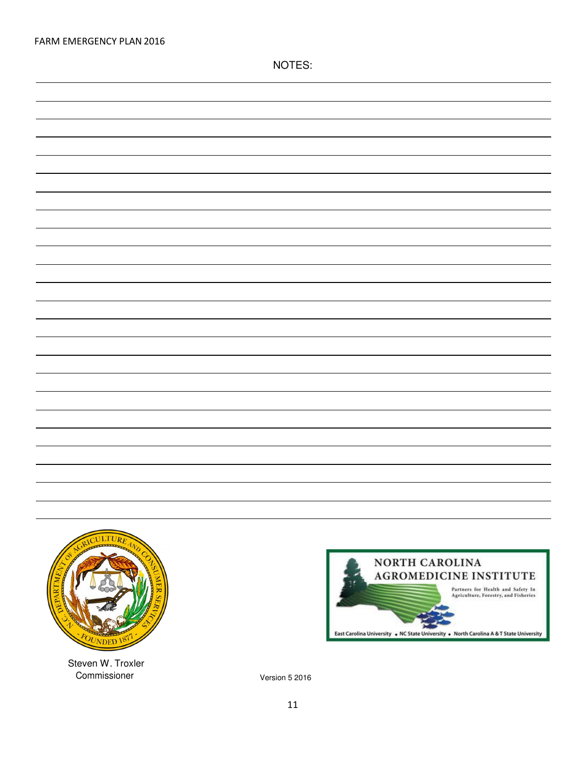NOTES:

Steven W. Troxler
Commissioner

Version 5 2016

NORTH CAROLINA AGROMEDICINE INSTITUTE

Partners for Health and Safety In Agriculture, Forestry, and Fisheries

East Carolina University • NC State University • North Carolina A & T State University